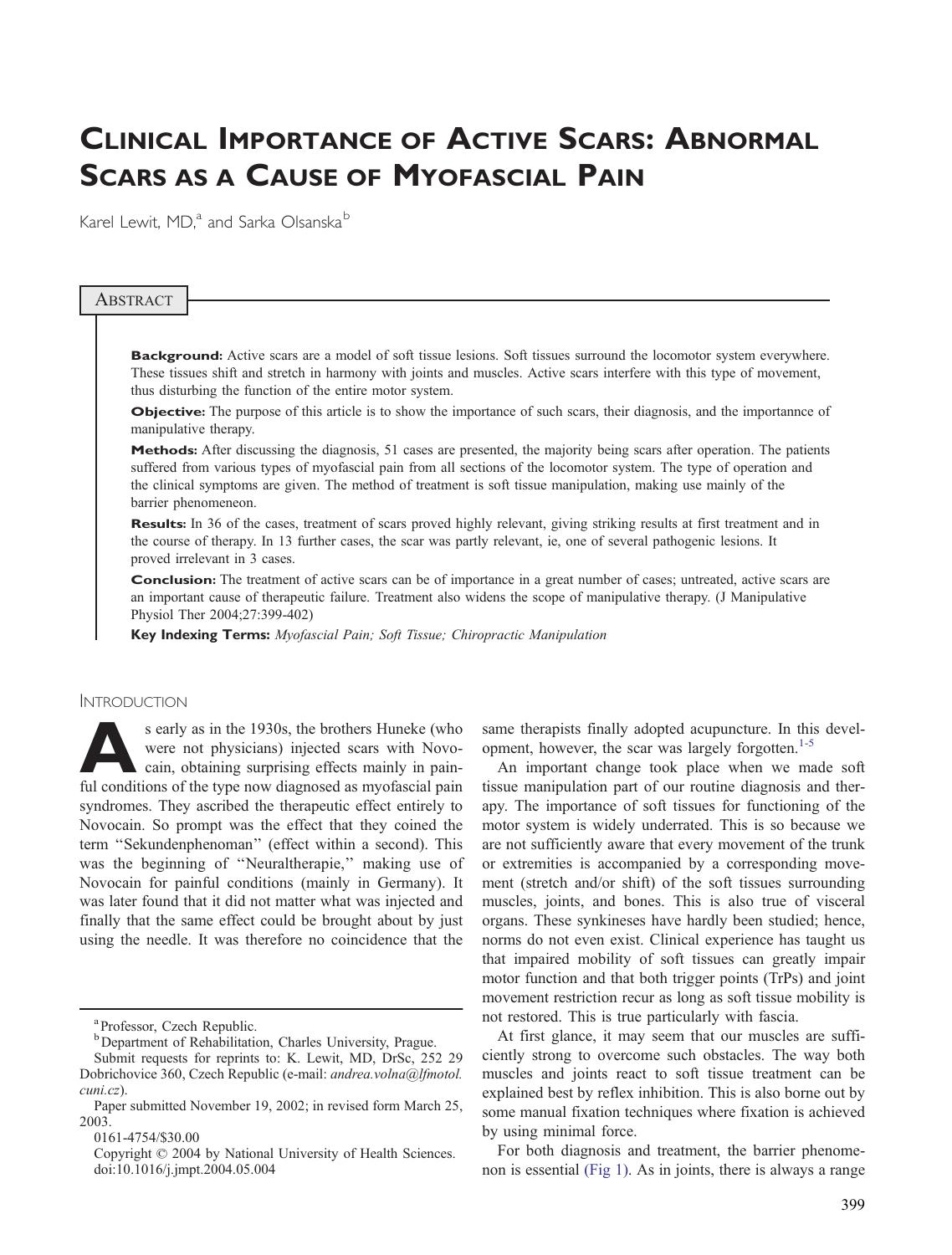# Clinical Importance of Active Scars: Abnormal Scars as a Cause of Myofascial Pain

Karel Lewit, MD,[a] and Sarka Olsanska[b]

## Abstract

**Background:** Active scars are a model of soft tissue lesions. Soft tissues surround the locomotor system everywhere. These tissues shift and stretch in harmony with joints and muscles. Active scars interfere with this type of movement, thus disturbing the function of the entire motor system.

**Objective:** The purpose of this article is to show the importance of such scars, their diagnosis, and the importannce of manipulative therapy.

**Methods:** After discussing the diagnosis, 51 cases are presented, the majority being scars after operation. The patients suffered from various types of myofascial pain from all sections of the locomotor system. The type of operation and the clinical symptoms are given. The method of treatment is soft tissue manipulation, making use mainly of the barrier phenomeneon.

**Results:** In 36 of the cases, treatment of scars proved highly relevant, giving striking results at first treatment and in the course of therapy. In 13 further cases, the scar was partly relevant, ie, one of several pathogenic lesions. It proved irrelevant in 3 cases.

**Conclusion:** The treatment of active scars can be of importance in a great number of cases; untreated, active scars are an important cause of therapeutic failure. Treatment also widens the scope of manipulative therapy. (J Manipulative Physiol Ther 2004;27:399-402)

**Key Indexing Terms:** *Myofascial Pain; Soft Tissue; Chiropractic Manipulation*

## Introduction

As early as in the 1930s, the brothers Huneke (who were not physicians) injected scars with Novocain, obtaining surprising effects mainly in painful conditions of the type now diagnosed as myofascial pain syndromes. They ascribed the therapeutic effect entirely to Novocain. So prompt was the effect that they coined the term "Sekundenphenoman" (effect within a second). This was the beginning of "Neuraltherapie," making use of Novocain for painful conditions (mainly in Germany). It was later found that it did not matter what was injected and finally that the same effect could be brought about by just using the needle. It was therefore no coincidence that the same therapists finally adopted acupuncture. In this development, however, the scar was largely forgotten.[1-5]

An important change took place when we made soft tissue manipulation part of our routine diagnosis and therapy. The importance of soft tissues for functioning of the motor system is widely underrated. This is so because we are not sufficiently aware that every movement of the trunk or extremities is accompanied by a corresponding movement (stretch and/or shift) of the soft tissues surrounding muscles, joints, and bones. This is also true of visceral organs. These synkineses have hardly been studied; hence, norms do not even exist. Clinical experience has taught us that impaired mobility of soft tissues can greatly impair motor function and that both trigger points (TrPs) and joint movement restriction recur as long as soft tissue mobility is not restored. This is true particularly with fascia.

At first glance, it may seem that our muscles are sufficiently strong to overcome such obstacles. The way both muscles and joints react to soft tissue treatment can be explained best by reflex inhibition. This is also borne out by some manual fixation techniques where fixation is achieved by using minimal force.

For both diagnosis and treatment, the barrier phenomenon is essential (Fig 1). As in joints, there is always a range

[a] Professor, Czech Republic.

[b] Department of Rehabilitation, Charles University, Prague.

Submit requests for reprints to: K. Lewit, MD, DrSc, 252 29 Dobrichovice 360, Czech Republic (e-mail: *andrea.volna@lfmotol.cuni.cz*).

Paper submitted November 19, 2002; in revised form March 25, 2003.

0161-4754/$30.00

Copyright © 2004 by National University of Health Sciences.

doi:10.1016/j.jmpt.2004.05.004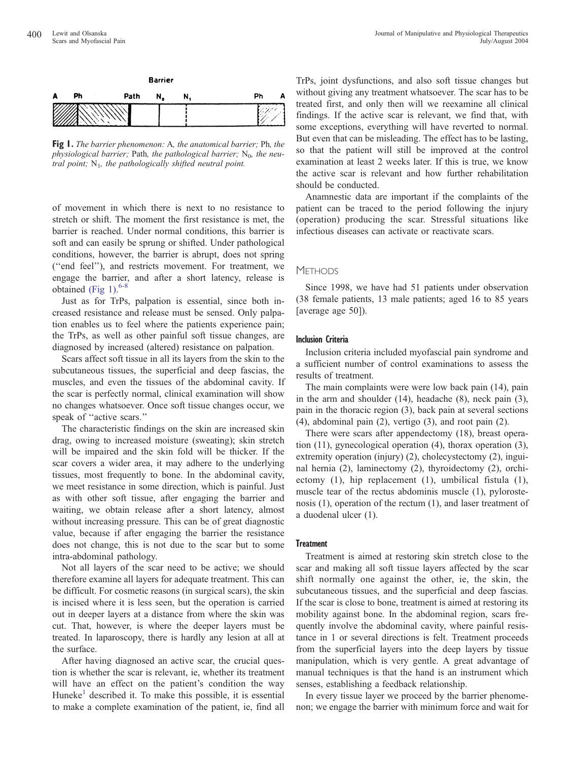Barrier

A Ph Path $N_0$ $N_1$ Ph A

**Fig 1.** *The barrier phenomenon:* A*, the anatomical barrier;* Ph*, the physiological barrier;* Path*, the pathological barrier;* $N_0$*, the neutral point;* $N_1$*, the pathologically shifted neutral point.*

of movement in which there is next to no resistance to stretch or shift. The moment the first resistance is met, the barrier is reached. Under normal conditions, this barrier is soft and can easily be sprung or shifted. Under pathological conditions, however, the barrier is abrupt, does not spring (''end feel''), and restricts movement. For treatment, we engage the barrier, and after a short latency, release is obtained (Fig 1).[6-8]

Just as for TrPs, palpation is essential, since both increased resistance and release must be sensed. Only palpation enables us to feel where the patients experience pain; the TrPs, as well as other painful soft tissue changes, are diagnosed by increased (altered) resistance on palpation.

Scars affect soft tissue in all its layers from the skin to the subcutaneous tissues, the superficial and deep fascias, the muscles, and even the tissues of the abdominal cavity. If the scar is perfectly normal, clinical examination will show no changes whatsoever. Once soft tissue changes occur, we speak of ''active scars.''

The characteristic findings on the skin are increased skin drag, owing to increased moisture (sweating); skin stretch will be impaired and the skin fold will be thicker. If the scar covers a wider area, it may adhere to the underlying tissues, most frequently to bone. In the abdominal cavity, we meet resistance in some direction, which is painful. Just as with other soft tissue, after engaging the barrier and waiting, we obtain release after a short latency, almost without increasing pressure. This can be of great diagnostic value, because if after engaging the barrier the resistance does not change, this is not due to the scar but to some intra-abdominal pathology.

Not all layers of the scar need to be active; we should therefore examine all layers for adequate treatment. This can be difficult. For cosmetic reasons (in surgical scars), the skin is incised where it is less seen, but the operation is carried out in deeper layers at a distance from where the skin was cut. That, however, is where the deeper layers must be treated. In laparoscopy, there is hardly any lesion at all at the surface.

After having diagnosed an active scar, the crucial question is whether the scar is relevant, ie, whether its treatment will have an effect on the patient's condition the way Huneke[1] described it. To make this possible, it is essential to make a complete examination of the patient, ie, find all TrPs, joint dysfunctions, and also soft tissue changes but without giving any treatment whatsoever. The scar has to be treated first, and only then will we reexamine all clinical findings. If the active scar is relevant, we find that, with some exceptions, everything will have reverted to normal. But even that can be misleading. The effect has to be lasting, so that the patient will still be improved at the control examination at least 2 weeks later. If this is true, we know the active scar is relevant and how further rehabilitation should be conducted.

Anamnestic data are important if the complaints of the patient can be traced to the period following the injury (operation) producing the scar. Stressful situations like infectious diseases can activate or reactivate scars.

## Methods

Since 1998, we have had 51 patients under observation (38 female patients, 13 male patients; aged 16 to 85 years [average age 50]).

### Inclusion Criteria

Inclusion criteria included myofascial pain syndrome and a sufficient number of control examinations to assess the results of treatment.

The main complaints were were low back pain (14), pain in the arm and shoulder (14), headache (8), neck pain (3), pain in the thoracic region (3), back pain at several sections (4), abdominal pain (2), vertigo (3), and root pain (2).

There were scars after appendectomy (18), breast operation (11), gynecological operation (4), thorax operation (3), extremity operation (injury) (2), cholecystectomy (2), inguinal hernia (2), laminectomy (2), thyroidectomy (2), orchiectomy (1), hip replacement (1), umbilical fistula (1), muscle tear of the rectus abdominis muscle (1), pylorostenosis (1), operation of the rectum (1), and laser treatment of a duodenal ulcer (1).

### Treatment

Treatment is aimed at restoring skin stretch close to the scar and making all soft tissue layers affected by the scar shift normally one against the other, ie, the skin, the subcutaneous tissues, and the superficial and deep fascias. If the scar is close to bone, treatment is aimed at restoring its mobility against bone. In the abdominal region, scars frequently involve the abdominal cavity, where painful resistance in 1 or several directions is felt. Treatment proceeds from the superficial layers into the deep layers by tissue manipulation, which is very gentle. A great advantage of manual techniques is that the hand is an instrument which senses, establishing a feedback relationship.

In every tissue layer we proceed by the barrier phenomenon; we engage the barrier with minimum force and wait for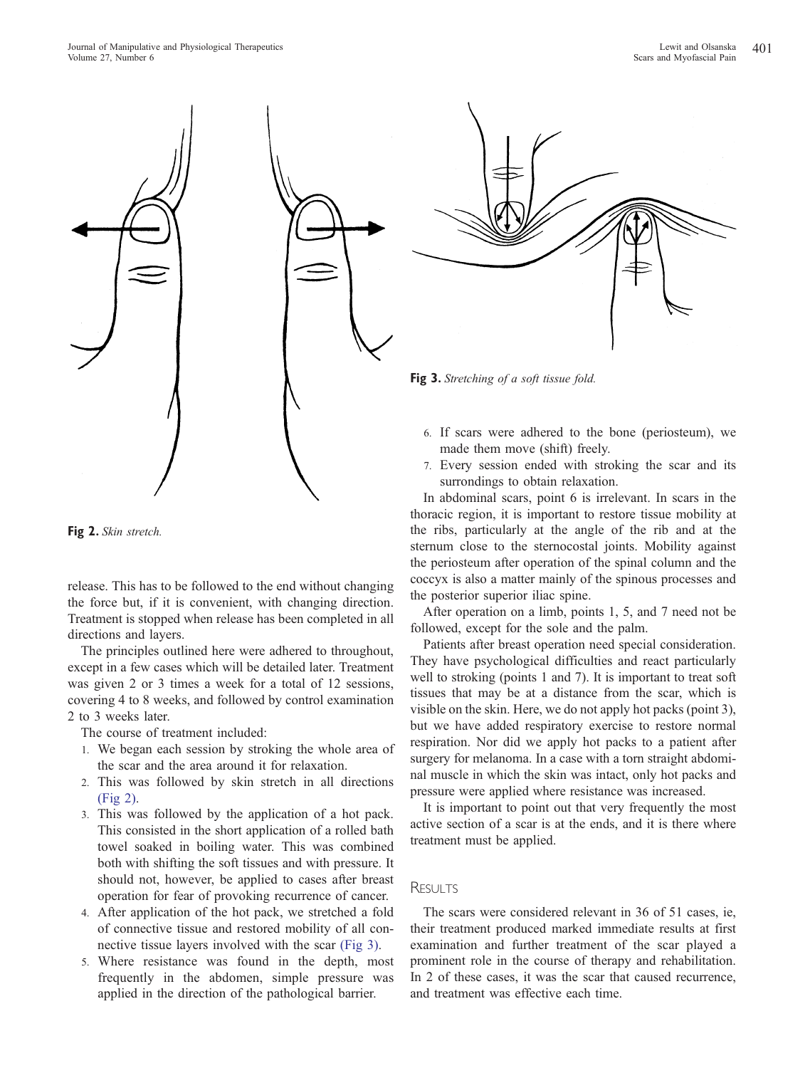Fig 2. *Skin stretch.*

Fig 3. *Stretching of a soft tissue fold.*

release. This has to be followed to the end without changing the force but, if it is convenient, with changing direction. Treatment is stopped when release has been completed in all directions and layers.

The principles outlined here were adhered to throughout, except in a few cases which will be detailed later. Treatment was given 2 or 3 times a week for a total of 12 sessions, covering 4 to 8 weeks, and followed by control examination 2 to 3 weeks later.

The course of treatment included:

1. We began each session by stroking the whole area of the scar and the area around it for relaxation.
2. This was followed by skin stretch in all directions (Fig 2).
3. This was followed by the application of a hot pack. This consisted in the short application of a rolled bath towel soaked in boiling water. This was combined both with shifting the soft tissues and with pressure. It should not, however, be applied to cases after breast operation for fear of provoking recurrence of cancer.
4. After application of the hot pack, we stretched a fold of connective tissue and restored mobility of all connective tissue layers involved with the scar (Fig 3).
5. Where resistance was found in the depth, most frequently in the abdomen, simple pressure was applied in the direction of the pathological barrier.
6. If scars were adhered to the bone (periosteum), we made them move (shift) freely.
7. Every session ended with stroking the scar and its surrondings to obtain relaxation.

In abdominal scars, point 6 is irrelevant. In scars in the thoracic region, it is important to restore tissue mobility at the ribs, particularly at the angle of the rib and at the sternum close to the sternocostal joints. Mobility against the periosteum after operation of the spinal column and the coccyx is also a matter mainly of the spinous processes and the posterior superior iliac spine.

After operation on a limb, points 1, 5, and 7 need not be followed, except for the sole and the palm.

Patients after breast operation need special consideration. They have psychological difficulties and react particularly well to stroking (points 1 and 7). It is important to treat soft tissues that may be at a distance from the scar, which is visible on the skin. Here, we do not apply hot packs (point 3), but we have added respiratory exercise to restore normal respiration. Nor did we apply hot packs to a patient after surgery for melanoma. In a case with a torn straight abdominal muscle in which the skin was intact, only hot packs and pressure were applied where resistance was increased.

It is important to point out that very frequently the most active section of a scar is at the ends, and it is there where treatment must be applied.

## Results

The scars were considered relevant in 36 of 51 cases, ie, their treatment produced marked immediate results at first examination and further treatment of the scar played a prominent role in the course of therapy and rehabilitation. In 2 of these cases, it was the scar that caused recurrence, and treatment was effective each time.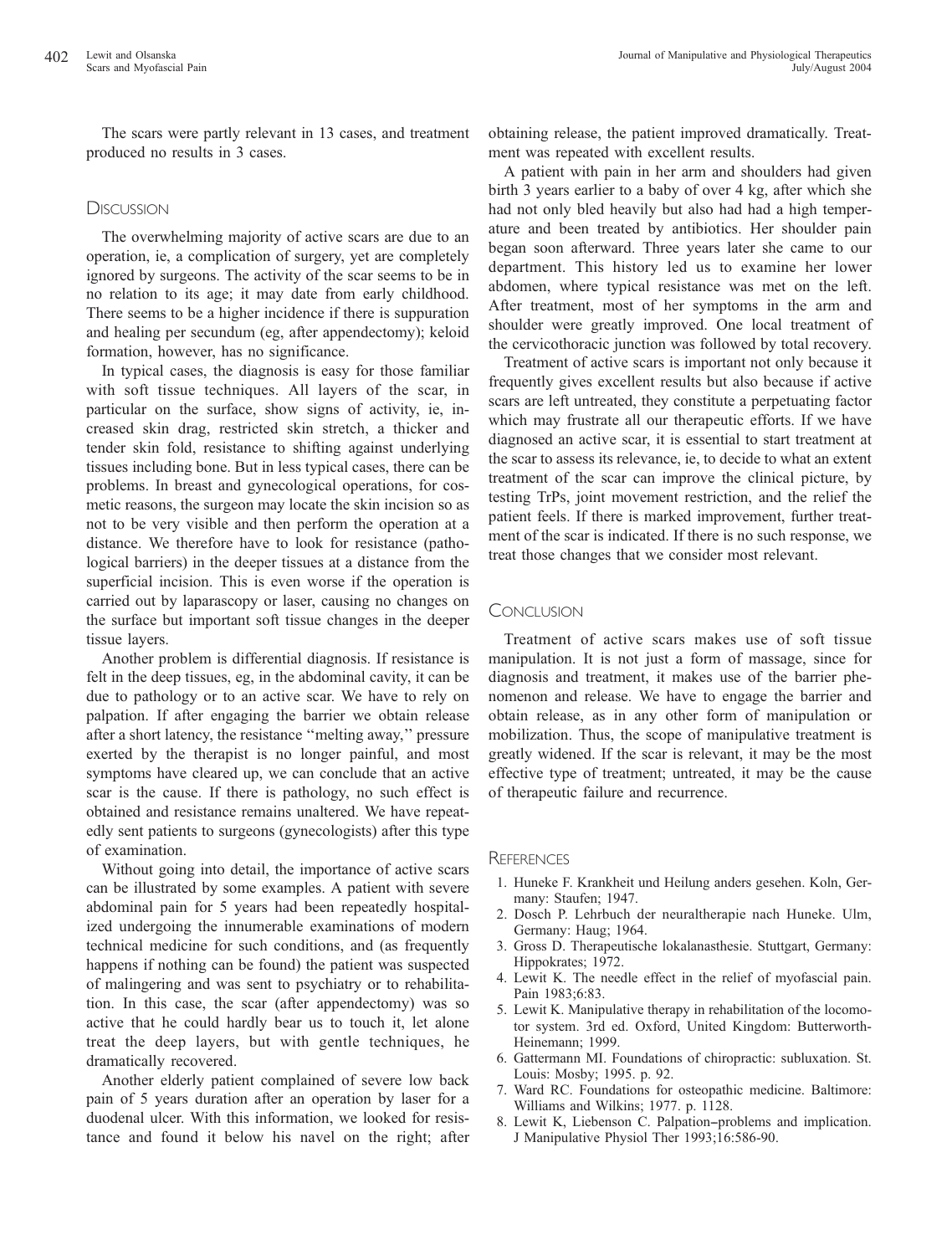The scars were partly relevant in 13 cases, and treatment produced no results in 3 cases.

## Discussion

The overwhelming majority of active scars are due to an operation, ie, a complication of surgery, yet are completely ignored by surgeons. The activity of the scar seems to be in no relation to its age; it may date from early childhood. There seems to be a higher incidence if there is suppuration and healing per secundum (eg, after appendectomy); keloid formation, however, has no significance.

In typical cases, the diagnosis is easy for those familiar with soft tissue techniques. All layers of the scar, in particular on the surface, show signs of activity, ie, increased skin drag, restricted skin stretch, a thicker and tender skin fold, resistance to shifting against underlying tissues including bone. But in less typical cases, there can be problems. In breast and gynecological operations, for cosmetic reasons, the surgeon may locate the skin incision so as not to be very visible and then perform the operation at a distance. We therefore have to look for resistance (pathological barriers) in the deeper tissues at a distance from the superficial incision. This is even worse if the operation is carried out by laparascopy or laser, causing no changes on the surface but important soft tissue changes in the deeper tissue layers.

Another problem is differential diagnosis. If resistance is felt in the deep tissues, eg, in the abdominal cavity, it can be due to pathology or to an active scar. We have to rely on palpation. If after engaging the barrier we obtain release after a short latency, the resistance ''melting away,'' pressure exerted by the therapist is no longer painful, and most symptoms have cleared up, we can conclude that an active scar is the cause. If there is pathology, no such effect is obtained and resistance remains unaltered. We have repeatedly sent patients to surgeons (gynecologists) after this type of examination.

Without going into detail, the importance of active scars can be illustrated by some examples. A patient with severe abdominal pain for 5 years had been repeatedly hospitalized undergoing the innumerable examinations of modern technical medicine for such conditions, and (as frequently happens if nothing can be found) the patient was suspected of malingering and was sent to psychiatry or to rehabilitation. In this case, the scar (after appendectomy) was so active that he could hardly bear us to touch it, let alone treat the deep layers, but with gentle techniques, he dramatically recovered.

Another elderly patient complained of severe low back pain of 5 years duration after an operation by laser for a duodenal ulcer. With this information, we looked for resistance and found it below his navel on the right; after obtaining release, the patient improved dramatically. Treatment was repeated with excellent results.

A patient with pain in her arm and shoulders had given birth 3 years earlier to a baby of over 4 kg, after which she had not only bled heavily but also had had a high temperature and been treated by antibiotics. Her shoulder pain began soon afterward. Three years later she came to our department. This history led us to examine her lower abdomen, where typical resistance was met on the left. After treatment, most of her symptoms in the arm and shoulder were greatly improved. One local treatment of the cervicothoracic junction was followed by total recovery.

Treatment of active scars is important not only because it frequently gives excellent results but also because if active scars are left untreated, they constitute a perpetuating factor which may frustrate all our therapeutic efforts. If we have diagnosed an active scar, it is essential to start treatment at the scar to assess its relevance, ie, to decide to what an extent treatment of the scar can improve the clinical picture, by testing TrPs, joint movement restriction, and the relief the patient feels. If there is marked improvement, further treatment of the scar is indicated. If there is no such response, we treat those changes that we consider most relevant.

## Conclusion

Treatment of active scars makes use of soft tissue manipulation. It is not just a form of massage, since for diagnosis and treatment, it makes use of the barrier phenomenon and release. We have to engage the barrier and obtain release, as in any other form of manipulation or mobilization. Thus, the scope of manipulative treatment is greatly widened. If the scar is relevant, it may be the most effective type of treatment; untreated, it may be the cause of therapeutic failure and recurrence.

## References

1. Huneke F. Krankheit und Heilung anders gesehen. Koln, Germany: Staufen; 1947.
2. Dosch P. Lehrbuch der neuraltherapie nach Huneke. Ulm, Germany: Haug; 1964.
3. Gross D. Therapeutische lokalanasthesie. Stuttgart, Germany: Hippokrates; 1972.
4. Lewit K. The needle effect in the relief of myofascial pain. Pain 1983;6:83.
5. Lewit K. Manipulative therapy in rehabilitation of the locomotor system. 3rd ed. Oxford, United Kingdom: Butterworth-Heinemann; 1999.
6. Gattermann MI. Foundations of chiropractic: subluxation. St. Louis: Mosby; 1995. p. 92.
7. Ward RC. Foundations for osteopathic medicine. Baltimore: Williams and Wilkins; 1977. p. 1128.
8. Lewit K, Liebenson C. Palpation–problems and implication. J Manipulative Physiol Ther 1993;16:586-90.